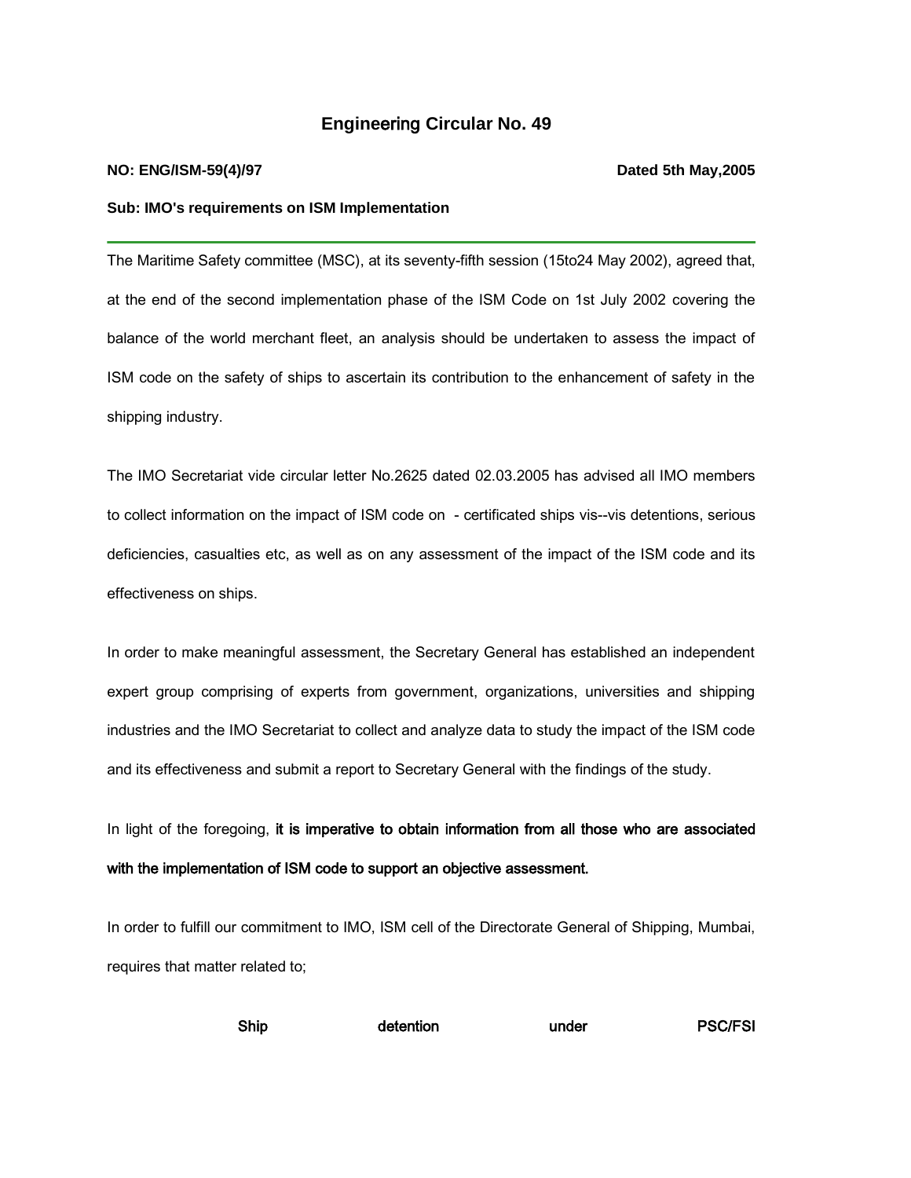# Engineering Circular No. 49

**NO: ENG/ISM-59(4)/97** **Dated 5th May,2005**

**Sub: IMO's requirements on ISM Implementation**

---

The Maritime Safety committee (MSC), at its seventy-fifth session (15to24 May 2002), agreed that, at the end of the second implementation phase of the ISM Code on 1st July 2002 covering the balance of the world merchant fleet, an analysis should be undertaken to assess the impact of ISM code on the safety of ships to ascertain its contribution to the enhancement of safety in the shipping industry.

The IMO Secretariat vide circular letter No.2625 dated 02.03.2005 has advised all IMO members to collect information on the impact of ISM code on - certificated ships vis--vis detentions, serious deficiencies, casualties etc, as well as on any assessment of the impact of the ISM code and its effectiveness on ships.

In order to make meaningful assessment, the Secretary General has established an independent expert group comprising of experts from government, organizations, universities and shipping industries and the IMO Secretariat to collect and analyze data to study the impact of the ISM code and its effectiveness and submit a report to Secretary General with the findings of the study.

In light of the foregoing, **it is imperative to obtain information from all those who are associated with the implementation of ISM code to support an objective assessment.**

In order to fulfill our commitment to IMO, ISM cell of the Directorate General of Shipping, Mumbai, requires that matter related to;

**Ship detention under PSC/FSI**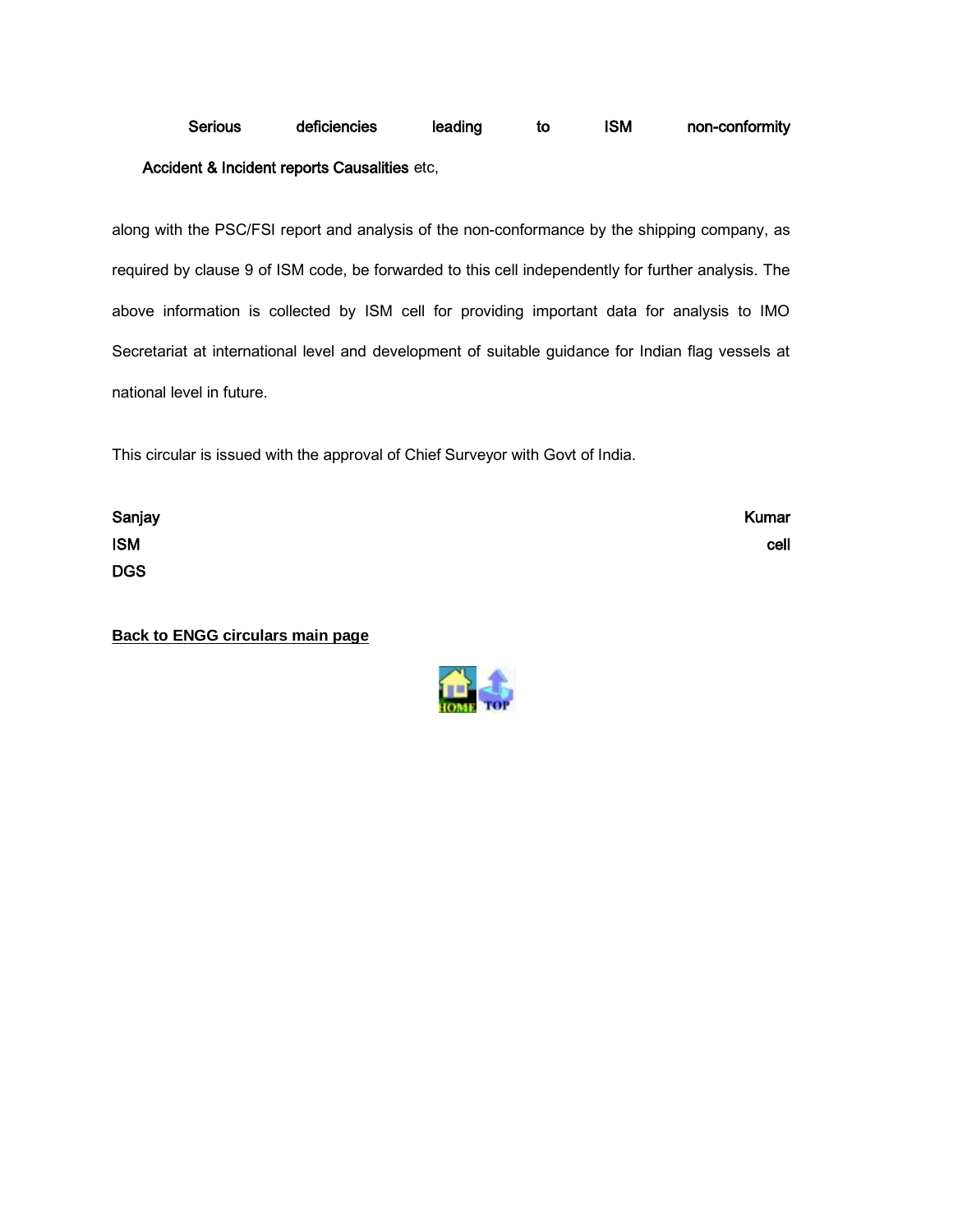**Serious deficiencies leading to ISM non-conformity**

**Accident & Incident reports Causalities** etc,

along with the PSC/FSI report and analysis of the non-conformance by the shipping company, as required by clause 9 of ISM code, be forwarded to this cell independently for further analysis. The above information is collected by ISM cell for providing important data for analysis to IMO Secretariat at international level and development of suitable guidance for Indian flag vessels at national level in future.

This circular is issued with the approval of Chief Surveyor with Govt of India.

**Sanjay Kumar**
**ISM cell**
**DGS**

**Back to ENGG circulars main page**